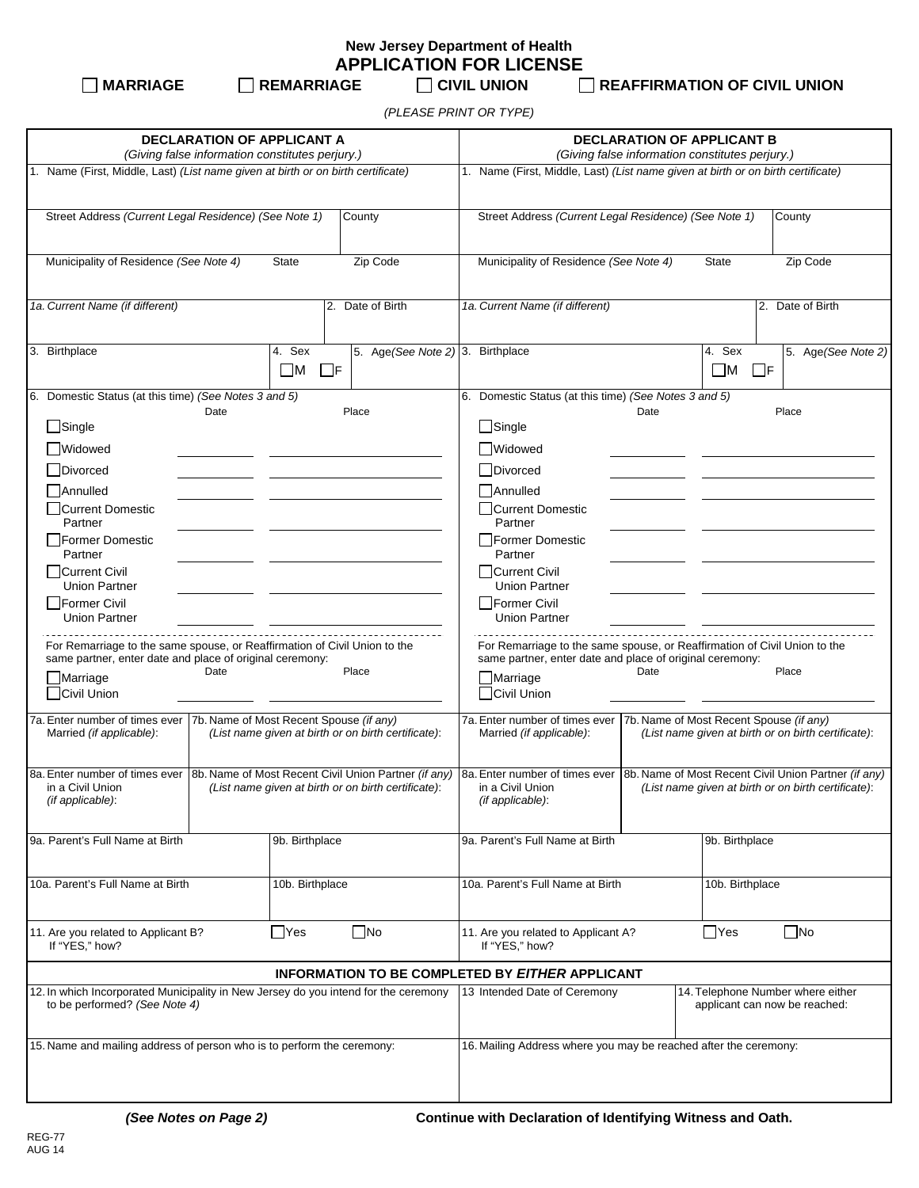**New Jersey Department of Health**

# APPLICATION FOR LICENSE

☐ **MARRIAGE** ☐ **REMARRIAGE** ☐ **CIVIL UNION** ☐ **REAFFIRMATION OF CIVIL UNION**

*(PLEASE PRINT OR TYPE)*

| **DECLARATION OF APPLICANT A** *(Giving false information constitutes perjury.)* | **DECLARATION OF APPLICANT B** *(Giving false information constitutes perjury.)* |
|---|---|
| 1. Name (First, Middle, Last) *(List name given at birth or on birth certificate)* | 1. Name (First, Middle, Last) *(List name given at birth or on birth certificate)* |
| Street Address *(Current Legal Residence) (See Note 1)* / County | Street Address *(Current Legal Residence) (See Note 1)* / County |
| Municipality of Residence *(See Note 4)* / State / Zip Code | Municipality of Residence *(See Note 4)* / State / Zip Code |
| 1a. *Current Name (if different)* / 2. Date of Birth | 1a. *Current Name (if different)* / 2. Date of Birth |
| 3. Birthplace / 4. Sex ☐M ☐F / 5. Age *(See Note 2)* | 3. Birthplace / 4. Sex ☐M ☐F / 5. Age *(See Note 2)* |

**6. Domestic Status (at this time) *(See Notes 3 and 5)***

| Applicant A | Date | Place | Applicant B | Date | Place |
|---|---|---|---|---|---|
| ☐ Single | | | ☐ Single | | |
| ☐ Widowed | | | ☐ Widowed | | |
| ☐ Divorced | | | ☐ Divorced | | |
| ☐ Annulled | | | ☐ Annulled | | |
| ☐ Current Domestic Partner | | | ☐ Current Domestic Partner | | |
| ☐ Former Domestic Partner | | | ☐ Former Domestic Partner | | |
| ☐ Current Civil Union Partner | | | ☐ Current Civil Union Partner | | |
| ☐ Former Civil Union Partner | | | ☐ Former Civil Union Partner | | |

For Remarriage to the same spouse, or Reaffirmation of Civil Union to the same partner, enter date and place of original ceremony:

| Applicant A | Date | Place | Applicant B | Date | Place |
|---|---|---|---|---|---|
| ☐ Marriage ☐ Civil Union | | | ☐ Marriage ☐ Civil Union | | |

| Applicant A | | Applicant B | |
|---|---|---|---|
| 7a. Enter number of times ever Married *(if applicable)*: | 7b. Name of Most Recent Spouse *(if any) (List name given at birth or on birth certificate)*: | 7a. Enter number of times ever Married *(if applicable)*: | 7b. Name of Most Recent Spouse *(if any) (List name given at birth or on birth certificate)*: |
| 8a. Enter number of times ever in a Civil Union *(if applicable)*: | 8b. Name of Most Recent Civil Union Partner *(if any) (List name given at birth or on birth certificate)*: | 8a. Enter number of times ever in a Civil Union *(if applicable)*: | 8b. Name of Most Recent Civil Union Partner *(if any) (List name given at birth or on birth certificate)*: |
| 9a. Parent's Full Name at Birth | 9b. Birthplace | 9a. Parent's Full Name at Birth | 9b. Birthplace |
| 10a. Parent's Full Name at Birth | 10b. Birthplace | 10a. Parent's Full Name at Birth | 10b. Birthplace |
| 11. Are you related to Applicant B? If "YES," how? | ☐Yes ☐No | 11. Are you related to Applicant A? If "YES," how? | ☐Yes ☐No |

**INFORMATION TO BE COMPLETED BY *EITHER* APPLICANT**

| | | |
|---|---|---|
| 12. In which Incorporated Municipality in New Jersey do you intend for the ceremony to be performed? *(See Note 4)* | 13 Intended Date of Ceremony | 14. Telephone Number where either applicant can now be reached: |
| 15. Name and mailing address of person who is to perform the ceremony: | 16. Mailing Address where you may be reached after the ceremony: | |

***(See Notes on Page 2)*** **Continue with Declaration of Identifying Witness and Oath.**

REG-77
AUG 14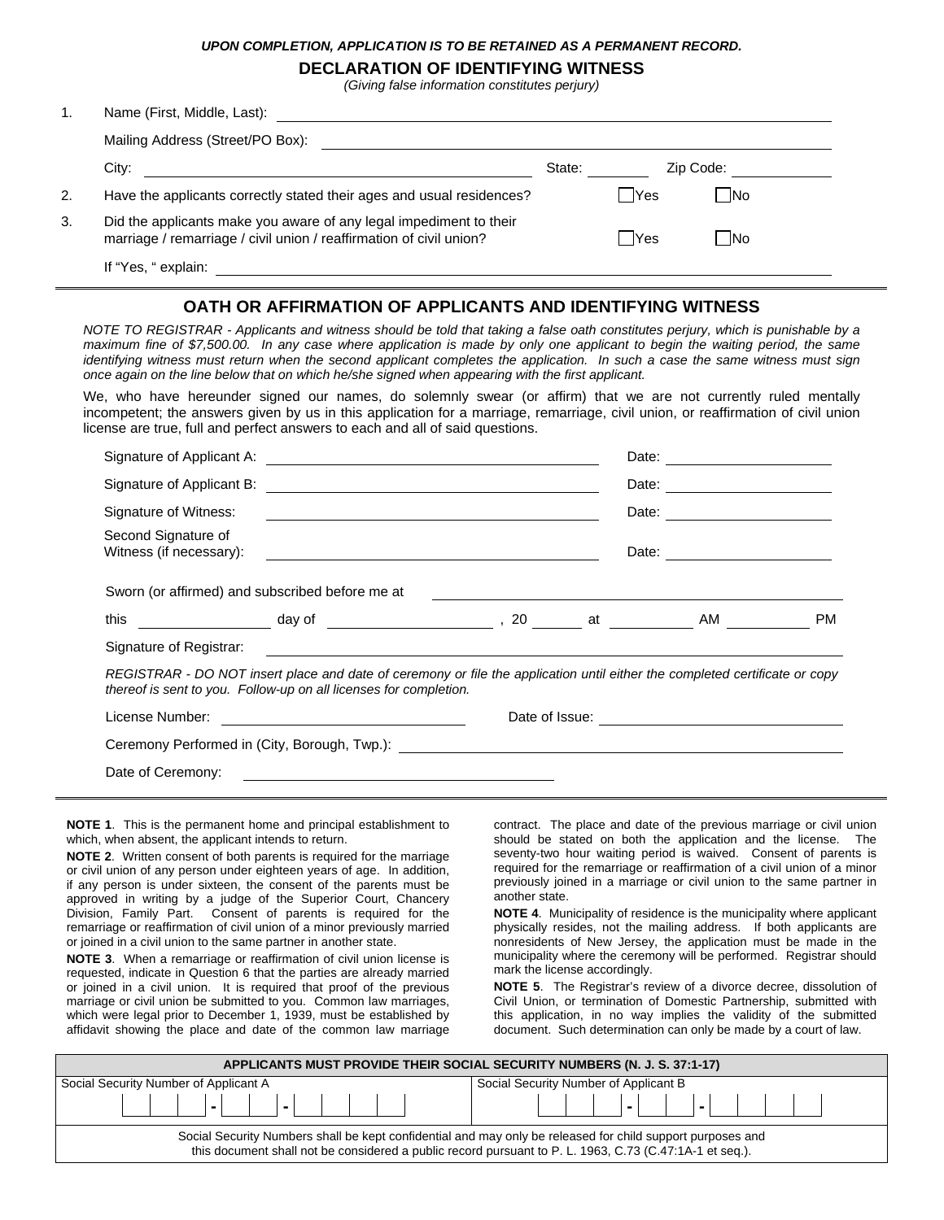***UPON COMPLETION, APPLICATION IS TO BE RETAINED AS A PERMANENT RECORD.***

## DECLARATION OF IDENTIFYING WITNESS

*(Giving false information constitutes perjury)*

1. Name (First, Middle, Last): ______________________________

   Mailing Address (Street/PO Box): ______________________________

   City: ______________________ State: ________ Zip Code: ____________

2. Have the applicants correctly stated their ages and usual residences? ☐ Yes ☐ No

3. Did the applicants make you aware of any legal impediment to their marriage / remarriage / civil union / reaffirmation of civil union? ☐ Yes ☐ No

   If "Yes, " explain: ______________________________

## OATH OR AFFIRMATION OF APPLICANTS AND IDENTIFYING WITNESS

*NOTE TO REGISTRAR - Applicants and witness should be told that taking a false oath constitutes perjury, which is punishable by a maximum fine of $7,500.00. In any case where application is made by only one applicant to begin the waiting period, the same identifying witness must return when the second applicant completes the application. In such a case the same witness must sign once again on the line below that on which he/she signed when appearing with the first applicant.*

We, who have hereunder signed our names, do solemnly swear (or affirm) that we are not currently ruled mentally incompetent; the answers given by us in this application for a marriage, remarriage, civil union, or reaffirmation of civil union license are true, full and perfect answers to each and all of said questions.

Signature of Applicant A: ______________________ Date: ______________

Signature of Applicant B: ______________________ Date: ______________

Signature of Witness: ______________________ Date: ______________

Second Signature of Witness (if necessary): ______________________ Date: ______________

Sworn (or affirmed) and subscribed before me at ______________________

this ____________ day of ______________, 20 ______ at ____________ AM ____________ PM

Signature of Registrar: ______________________

*REGISTRAR - DO NOT insert place and date of ceremony or file the application until either the completed certificate or copy thereof is sent to you. Follow-up on all licenses for completion.*

License Number: ______________________ Date of Issue: ______________________

Ceremony Performed in (City, Borough, Twp.): ______________________

Date of Ceremony: ______________________

**NOTE 1**. This is the permanent home and principal establishment to which, when absent, the applicant intends to return.

**NOTE 2**. Written consent of both parents is required for the marriage or civil union of any person under eighteen years of age. In addition, if any person is under sixteen, the consent of the parents must be approved in writing by a judge of the Superior Court, Chancery Division, Family Part. Consent of parents is required for the remarriage or reaffirmation of civil union of a minor previously married or joined in a civil union to the same partner in another state.

**NOTE 3**. When a remarriage or reaffirmation of civil union license is requested, indicate in Question 6 that the parties are already married or joined in a civil union. It is required that proof of the previous marriage or civil union be submitted to you. Common law marriages, which were legal prior to December 1, 1939, must be established by affidavit showing the place and date of the common law marriage contract. The place and date of the previous marriage or civil union should be stated on both the application and the license. The seventy-two hour waiting period is waived. Consent of parents is required for the remarriage or reaffirmation of a civil union of a minor previously joined in a marriage or civil union to the same partner in another state.

**NOTE 4**. Municipality of residence is the municipality where applicant physically resides, not the mailing address. If both applicants are nonresidents of New Jersey, the application must be made in the municipality where the ceremony will be performed. Registrar should mark the license accordingly.

**NOTE 5**. The Registrar's review of a divorce decree, dissolution of Civil Union, or termination of Domestic Partnership, submitted with this application, in no way implies the validity of the submitted document. Such determination can only be made by a court of law.

| APPLICANTS MUST PROVIDE THEIR SOCIAL SECURITY NUMBERS (N. J. S. 37:1-17) | |
|---|---|
| Social Security Number of Applicant A | Social Security Number of Applicant B |
| ___ - __ - ____ | ___ - __ - ____ |

Social Security Numbers shall be kept confidential and may only be released for child support purposes and this document shall not be considered a public record pursuant to P. L. 1963, C.73 (C.47:1A-1 et seq.).